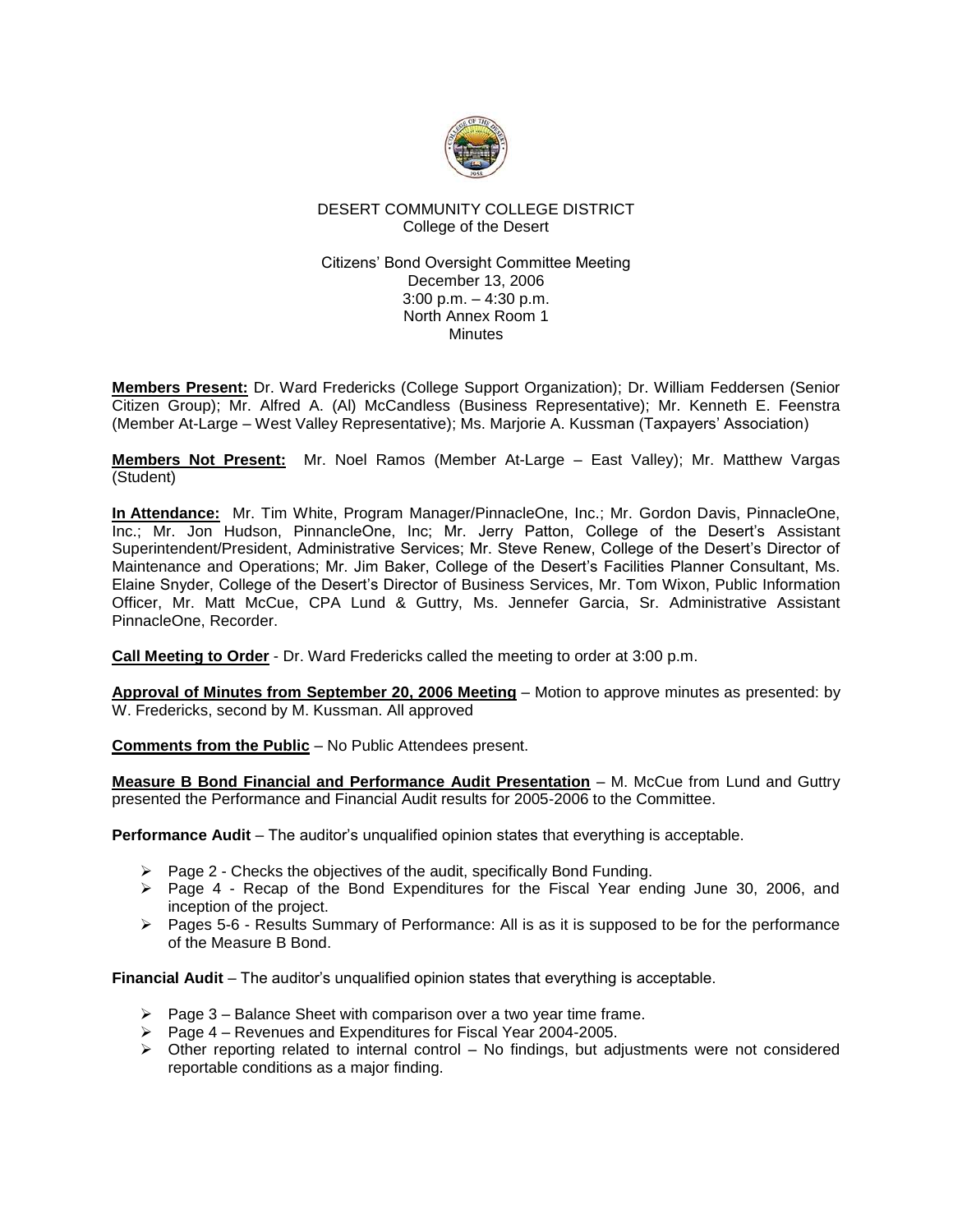DESERT COMMUNITY COLLEGE DISTRICT
College of the Desert

Citizens' Bond Oversight Committee Meeting
December 13, 2006
3:00 p.m. – 4:30 p.m.
North Annex Room 1
Minutes

**Members Present:** Dr. Ward Fredericks (College Support Organization); Dr. William Feddersen (Senior Citizen Group); Mr. Alfred A. (Al) McCandless (Business Representative); Mr. Kenneth E. Feenstra (Member At-Large – West Valley Representative); Ms. Marjorie A. Kussman (Taxpayers' Association)

**Members Not Present:** Mr. Noel Ramos (Member At-Large – East Valley); Mr. Matthew Vargas (Student)

**In Attendance:** Mr. Tim White, Program Manager/PinnacleOne, Inc.; Mr. Gordon Davis, PinnacleOne, Inc.; Mr. Jon Hudson, PinnancleOne, Inc; Mr. Jerry Patton, College of the Desert's Assistant Superintendent/President, Administrative Services; Mr. Steve Renew, College of the Desert's Director of Maintenance and Operations; Mr. Jim Baker, College of the Desert's Facilities Planner Consultant, Ms. Elaine Snyder, College of the Desert's Director of Business Services, Mr. Tom Wixon, Public Information Officer, Mr. Matt McCue, CPA Lund & Guttry, Ms. Jennefer Garcia, Sr. Administrative Assistant PinnacleOne, Recorder.

**Call Meeting to Order** - Dr. Ward Fredericks called the meeting to order at 3:00 p.m.

**Approval of Minutes from September 20, 2006 Meeting** – Motion to approve minutes as presented: by W. Fredericks, second by M. Kussman. All approved

**Comments from the Public** – No Public Attendees present.

**Measure B Bond Financial and Performance Audit Presentation** – M. McCue from Lund and Guttry presented the Performance and Financial Audit results for 2005-2006 to the Committee.

**Performance Audit** – The auditor's unqualified opinion states that everything is acceptable.

- Page 2 - Checks the objectives of the audit, specifically Bond Funding.
- Page 4 - Recap of the Bond Expenditures for the Fiscal Year ending June 30, 2006, and inception of the project.
- Pages 5-6 - Results Summary of Performance: All is as it is supposed to be for the performance of the Measure B Bond.

**Financial Audit** – The auditor's unqualified opinion states that everything is acceptable.

- Page 3 – Balance Sheet with comparison over a two year time frame.
- Page 4 – Revenues and Expenditures for Fiscal Year 2004-2005.
- Other reporting related to internal control – No findings, but adjustments were not considered reportable conditions as a major finding.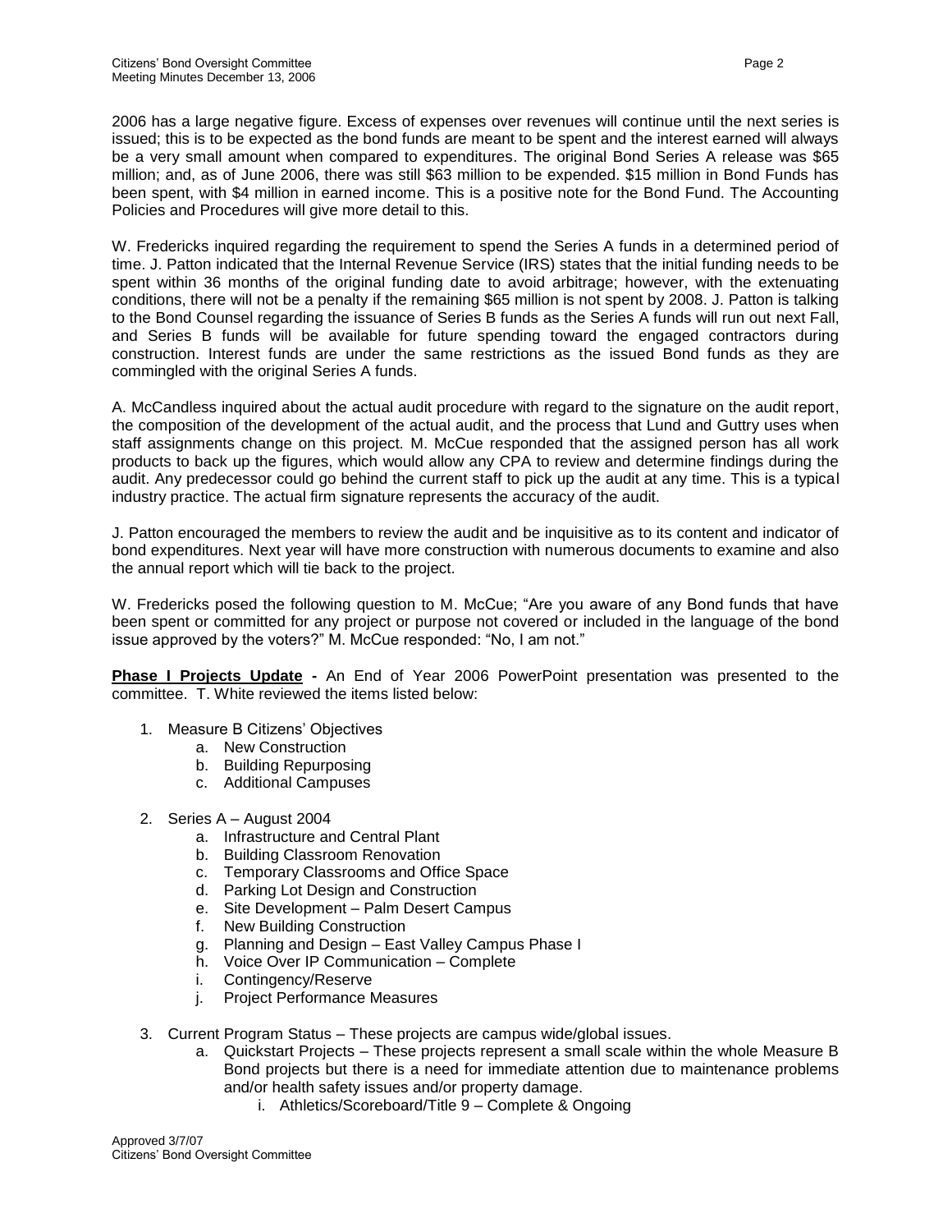2006 has a large negative figure. Excess of expenses over revenues will continue until the next series is issued; this is to be expected as the bond funds are meant to be spent and the interest earned will always be a very small amount when compared to expenditures. The original Bond Series A release was $65 million; and, as of June 2006, there was still $63 million to be expended. $15 million in Bond Funds has been spent, with $4 million in earned income. This is a positive note for the Bond Fund. The Accounting Policies and Procedures will give more detail to this.

W. Fredericks inquired regarding the requirement to spend the Series A funds in a determined period of time. J. Patton indicated that the Internal Revenue Service (IRS) states that the initial funding needs to be spent within 36 months of the original funding date to avoid arbitrage; however, with the extenuating conditions, there will not be a penalty if the remaining $65 million is not spent by 2008. J. Patton is talking to the Bond Counsel regarding the issuance of Series B funds as the Series A funds will run out next Fall, and Series B funds will be available for future spending toward the engaged contractors during construction. Interest funds are under the same restrictions as the issued Bond funds as they are commingled with the original Series A funds.

A. McCandless inquired about the actual audit procedure with regard to the signature on the audit report, the composition of the development of the actual audit, and the process that Lund and Guttry uses when staff assignments change on this project. M. McCue responded that the assigned person has all work products to back up the figures, which would allow any CPA to review and determine findings during the audit. Any predecessor could go behind the current staff to pick up the audit at any time. This is a typical industry practice. The actual firm signature represents the accuracy of the audit.

J. Patton encouraged the members to review the audit and be inquisitive as to its content and indicator of bond expenditures. Next year will have more construction with numerous documents to examine and also the annual report which will tie back to the project.

W. Fredericks posed the following question to M. McCue; "Are you aware of any Bond funds that have been spent or committed for any project or purpose not covered or included in the language of the bond issue approved by the voters?" M. McCue responded: "No, I am not."

**Phase I Projects Update -** An End of Year 2006 PowerPoint presentation was presented to the committee. T. White reviewed the items listed below:

1. Measure B Citizens' Objectives
    a. New Construction
    b. Building Repurposing
    c. Additional Campuses

2. Series A – August 2004
    a. Infrastructure and Central Plant
    b. Building Classroom Renovation
    c. Temporary Classrooms and Office Space
    d. Parking Lot Design and Construction
    e. Site Development – Palm Desert Campus
    f. New Building Construction
    g. Planning and Design – East Valley Campus Phase I
    h. Voice Over IP Communication – Complete
    i. Contingency/Reserve
    j. Project Performance Measures

3. Current Program Status – These projects are campus wide/global issues.
    a. Quickstart Projects – These projects represent a small scale within the whole Measure B Bond projects but there is a need for immediate attention due to maintenance problems and/or health safety issues and/or property damage.
        i. Athletics/Scoreboard/Title 9 – Complete & Ongoing

Approved 3/7/07
Citizens' Bond Oversight Committee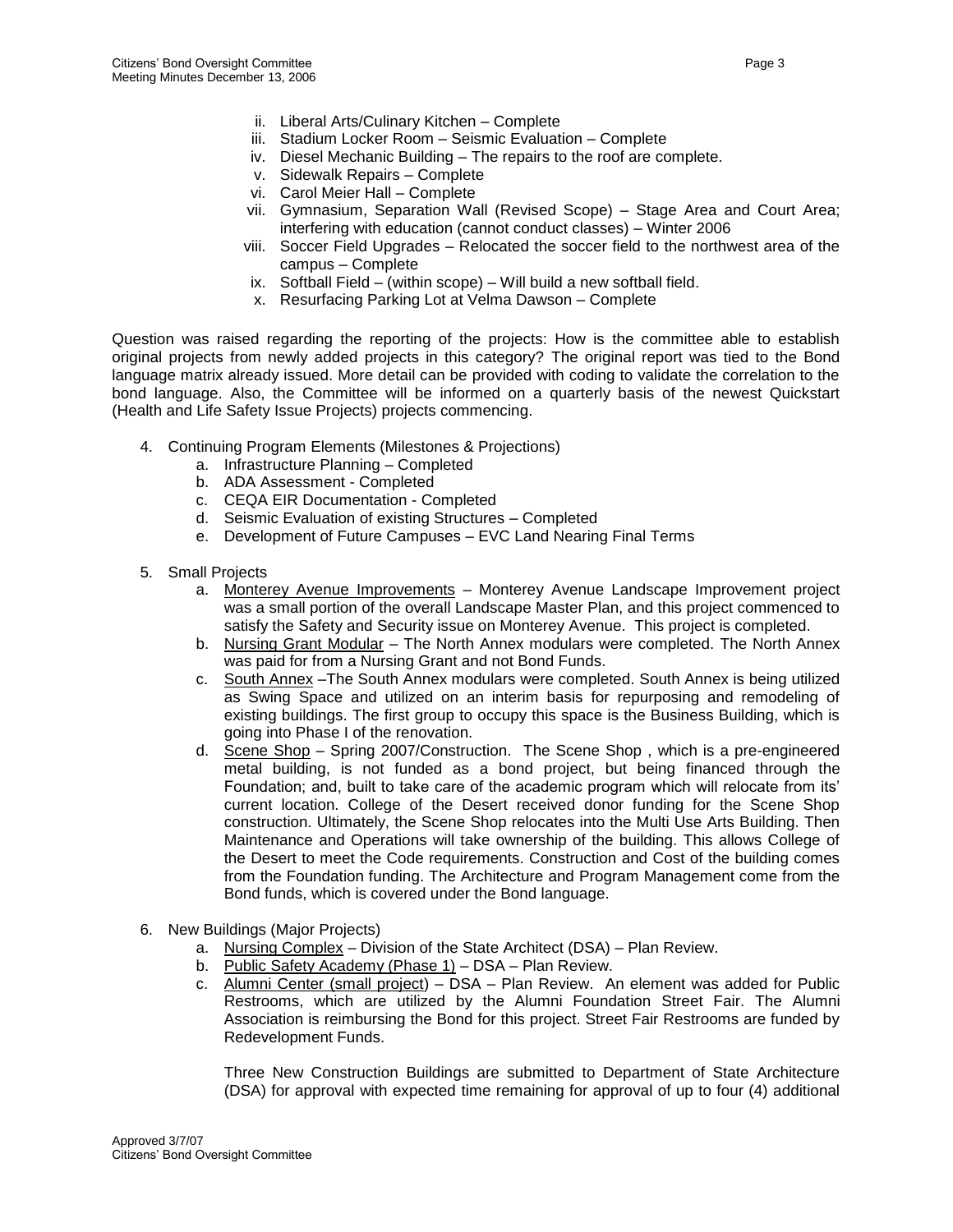ii. Liberal Arts/Culinary Kitchen – Complete
iii. Stadium Locker Room – Seismic Evaluation – Complete
iv. Diesel Mechanic Building – The repairs to the roof are complete.
v. Sidewalk Repairs – Complete
vi. Carol Meier Hall – Complete
vii. Gymnasium, Separation Wall (Revised Scope) – Stage Area and Court Area; interfering with education (cannot conduct classes) – Winter 2006
viii. Soccer Field Upgrades – Relocated the soccer field to the northwest area of the campus – Complete
ix. Softball Field – (within scope) – Will build a new softball field.
x. Resurfacing Parking Lot at Velma Dawson – Complete

Question was raised regarding the reporting of the projects: How is the committee able to establish original projects from newly added projects in this category? The original report was tied to the Bond language matrix already issued. More detail can be provided with coding to validate the correlation to the bond language. Also, the Committee will be informed on a quarterly basis of the newest Quickstart (Health and Life Safety Issue Projects) projects commencing.

4. Continuing Program Elements (Milestones & Projections)
   a. Infrastructure Planning – Completed
   b. ADA Assessment - Completed
   c. CEQA EIR Documentation - Completed
   d. Seismic Evaluation of existing Structures – Completed
   e. Development of Future Campuses – EVC Land Nearing Final Terms

5. Small Projects
   a. Monterey Avenue Improvements – Monterey Avenue Landscape Improvement project was a small portion of the overall Landscape Master Plan, and this project commenced to satisfy the Safety and Security issue on Monterey Avenue. This project is completed.
   b. Nursing Grant Modular – The North Annex modulars were completed. The North Annex was paid for from a Nursing Grant and not Bond Funds.
   c. South Annex –The South Annex modulars were completed. South Annex is being utilized as Swing Space and utilized on an interim basis for repurposing and remodeling of existing buildings. The first group to occupy this space is the Business Building, which is going into Phase I of the renovation.
   d. Scene Shop – Spring 2007/Construction. The Scene Shop , which is a pre-engineered metal building, is not funded as a bond project, but being financed through the Foundation; and, built to take care of the academic program which will relocate from its' current location. College of the Desert received donor funding for the Scene Shop construction. Ultimately, the Scene Shop relocates into the Multi Use Arts Building. Then Maintenance and Operations will take ownership of the building. This allows College of the Desert to meet the Code requirements. Construction and Cost of the building comes from the Foundation funding. The Architecture and Program Management come from the Bond funds, which is covered under the Bond language.

6. New Buildings (Major Projects)
   a. Nursing Complex – Division of the State Architect (DSA) – Plan Review.
   b. Public Safety Academy (Phase 1) – DSA – Plan Review.
   c. Alumni Center (small project) – DSA – Plan Review. An element was added for Public Restrooms, which are utilized by the Alumni Foundation Street Fair. The Alumni Association is reimbursing the Bond for this project. Street Fair Restrooms are funded by Redevelopment Funds.

   Three New Construction Buildings are submitted to Department of State Architecture (DSA) for approval with expected time remaining for approval of up to four (4) additional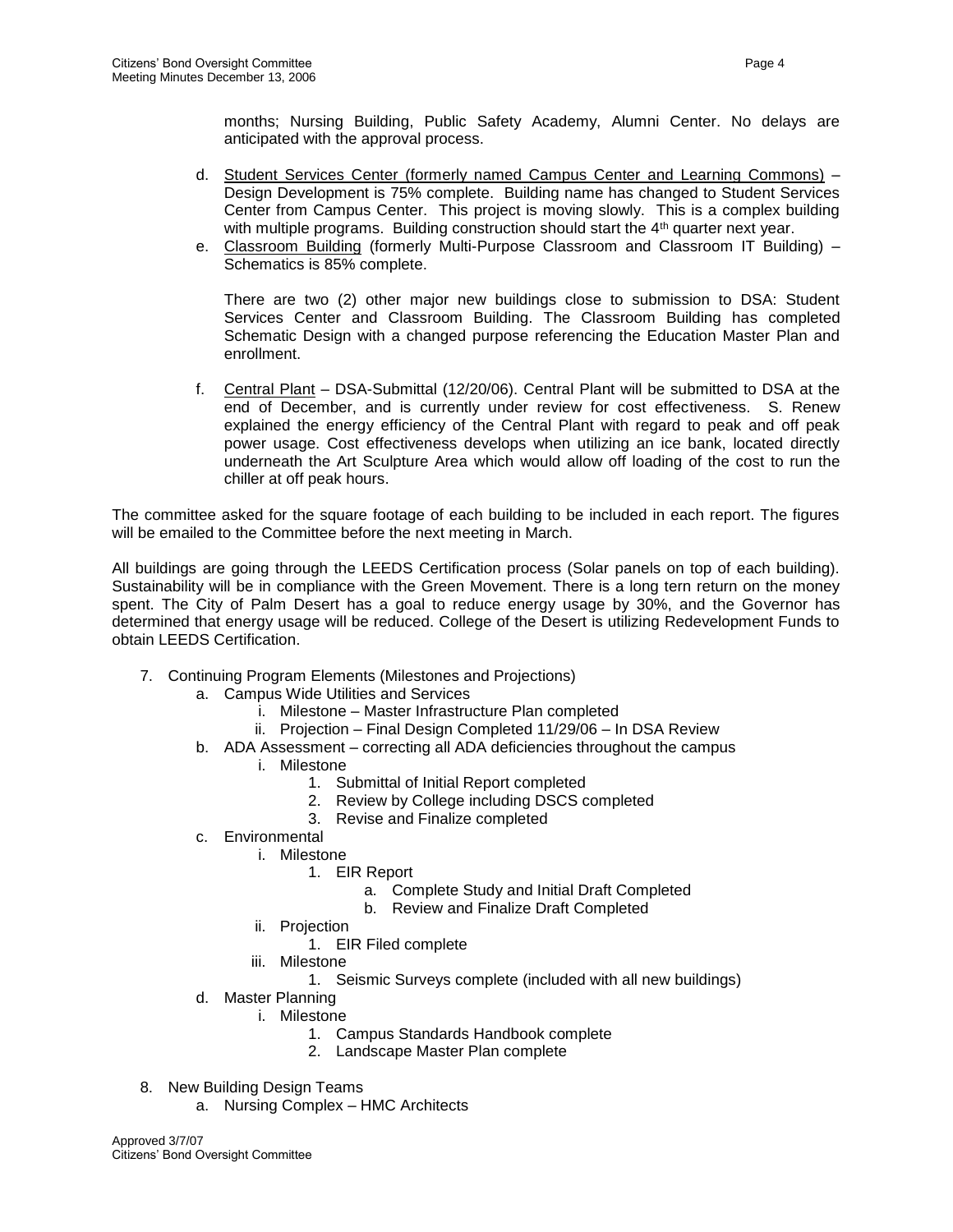months; Nursing Building, Public Safety Academy, Alumni Center. No delays are anticipated with the approval process.

d. Student Services Center (formerly named Campus Center and Learning Commons) – Design Development is 75% complete. Building name has changed to Student Services Center from Campus Center. This project is moving slowly. This is a complex building with multiple programs. Building construction should start the 4th quarter next year.

e. Classroom Building (formerly Multi-Purpose Classroom and Classroom IT Building) – Schematics is 85% complete.

   There are two (2) other major new buildings close to submission to DSA: Student Services Center and Classroom Building. The Classroom Building has completed Schematic Design with a changed purpose referencing the Education Master Plan and enrollment.

f. Central Plant – DSA-Submittal (12/20/06). Central Plant will be submitted to DSA at the end of December, and is currently under review for cost effectiveness. S. Renew explained the energy efficiency of the Central Plant with regard to peak and off peak power usage. Cost effectiveness develops when utilizing an ice bank, located directly underneath the Art Sculpture Area which would allow off loading of the cost to run the chiller at off peak hours.

The committee asked for the square footage of each building to be included in each report. The figures will be emailed to the Committee before the next meeting in March.

All buildings are going through the LEEDS Certification process (Solar panels on top of each building). Sustainability will be in compliance with the Green Movement. There is a long tern return on the money spent. The City of Palm Desert has a goal to reduce energy usage by 30%, and the Governor has determined that energy usage will be reduced. College of the Desert is utilizing Redevelopment Funds to obtain LEEDS Certification.

7. Continuing Program Elements (Milestones and Projections)
   a. Campus Wide Utilities and Services
      i. Milestone – Master Infrastructure Plan completed
      ii. Projection – Final Design Completed 11/29/06 – In DSA Review
   b. ADA Assessment – correcting all ADA deficiencies throughout the campus
      i. Milestone
         1. Submittal of Initial Report completed
         2. Review by College including DSCS completed
         3. Revise and Finalize completed
   c. Environmental
      i. Milestone
         1. EIR Report
            a. Complete Study and Initial Draft Completed
            b. Review and Finalize Draft Completed
      ii. Projection
         1. EIR Filed complete
      iii. Milestone
         1. Seismic Surveys complete (included with all new buildings)
   d. Master Planning
      i. Milestone
         1. Campus Standards Handbook complete
         2. Landscape Master Plan complete

8. New Building Design Teams
   a. Nursing Complex – HMC Architects

Approved 3/7/07
Citizens' Bond Oversight Committee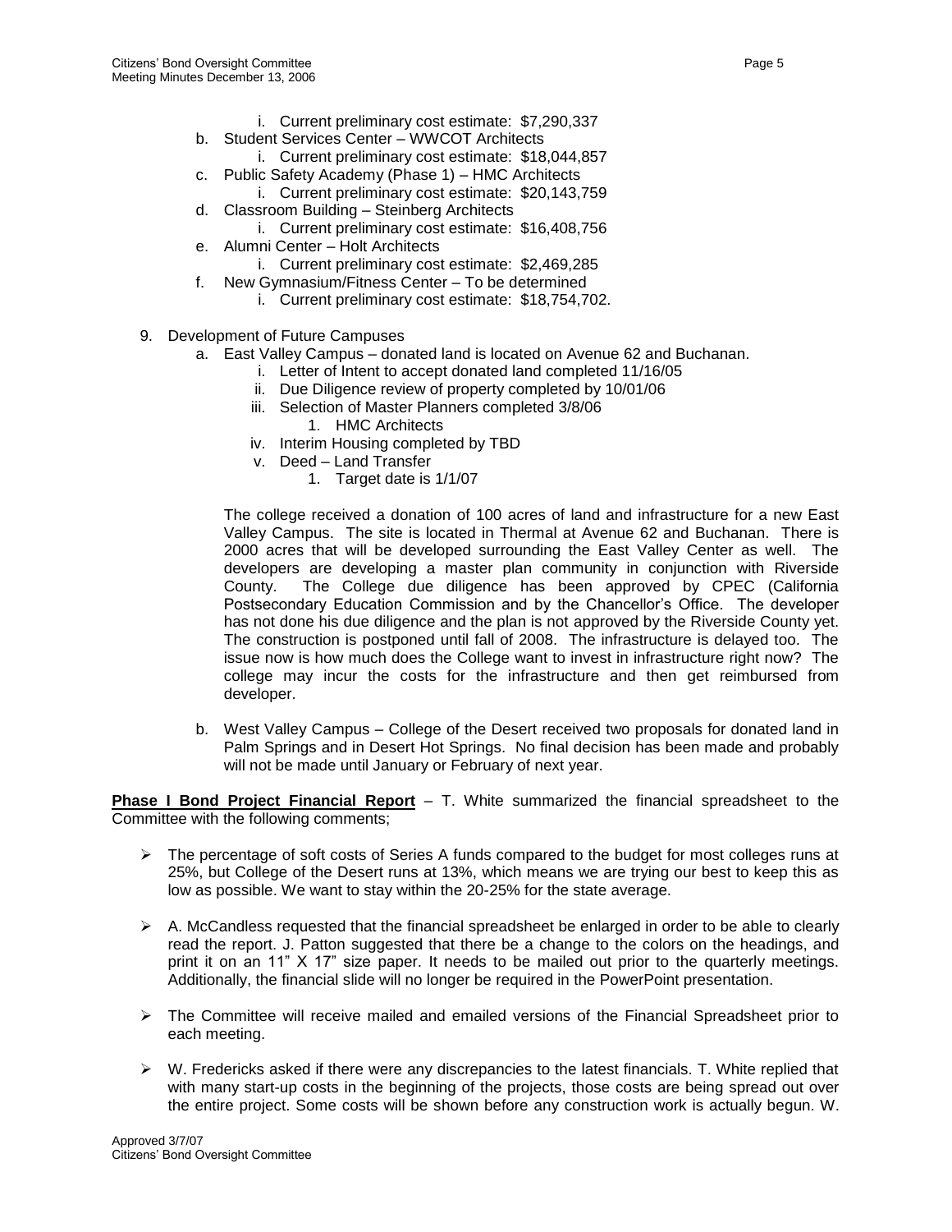i. Current preliminary cost estimate: $7,290,337

b. Student Services Center – WWCOT Architects
    i. Current preliminary cost estimate: $18,044,857
c. Public Safety Academy (Phase 1) – HMC Architects
    i. Current preliminary cost estimate: $20,143,759
d. Classroom Building – Steinberg Architects
    i. Current preliminary cost estimate: $16,408,756
e. Alumni Center – Holt Architects
    i. Current preliminary cost estimate: $2,469,285
f. New Gymnasium/Fitness Center – To be determined
    i. Current preliminary cost estimate: $18,754,702.

9. Development of Future Campuses
    a. East Valley Campus – donated land is located on Avenue 62 and Buchanan.
        i. Letter of Intent to accept donated land completed 11/16/05
        ii. Due Diligence review of property completed by 10/01/06
        iii. Selection of Master Planners completed 3/8/06
            1. HMC Architects
        iv. Interim Housing completed by TBD
        v. Deed – Land Transfer
            1. Target date is 1/1/07

    The college received a donation of 100 acres of land and infrastructure for a new East Valley Campus. The site is located in Thermal at Avenue 62 and Buchanan. There is 2000 acres that will be developed surrounding the East Valley Center as well. The developers are developing a master plan community in conjunction with Riverside County. The College due diligence has been approved by CPEC (California Postsecondary Education Commission and by the Chancellor's Office. The developer has not done his due diligence and the plan is not approved by the Riverside County yet. The construction is postponed until fall of 2008. The infrastructure is delayed too. The issue now is how much does the College want to invest in infrastructure right now? The college may incur the costs for the infrastructure and then get reimbursed from developer.

    b. West Valley Campus – College of the Desert received two proposals for donated land in Palm Springs and in Desert Hot Springs. No final decision has been made and probably will not be made until January or February of next year.

**Phase I Bond Project Financial Report** – T. White summarized the financial spreadsheet to the Committee with the following comments;

- The percentage of soft costs of Series A funds compared to the budget for most colleges runs at 25%, but College of the Desert runs at 13%, which means we are trying our best to keep this as low as possible. We want to stay within the 20-25% for the state average.

- A. McCandless requested that the financial spreadsheet be enlarged in order to be able to clearly read the report. J. Patton suggested that there be a change to the colors on the headings, and print it on an 11" X 17" size paper. It needs to be mailed out prior to the quarterly meetings. Additionally, the financial slide will no longer be required in the PowerPoint presentation.

- The Committee will receive mailed and emailed versions of the Financial Spreadsheet prior to each meeting.

- W. Fredericks asked if there were any discrepancies to the latest financials. T. White replied that with many start-up costs in the beginning of the projects, those costs are being spread out over the entire project. Some costs will be shown before any construction work is actually begun. W.

Approved 3/7/07
Citizens' Bond Oversight Committee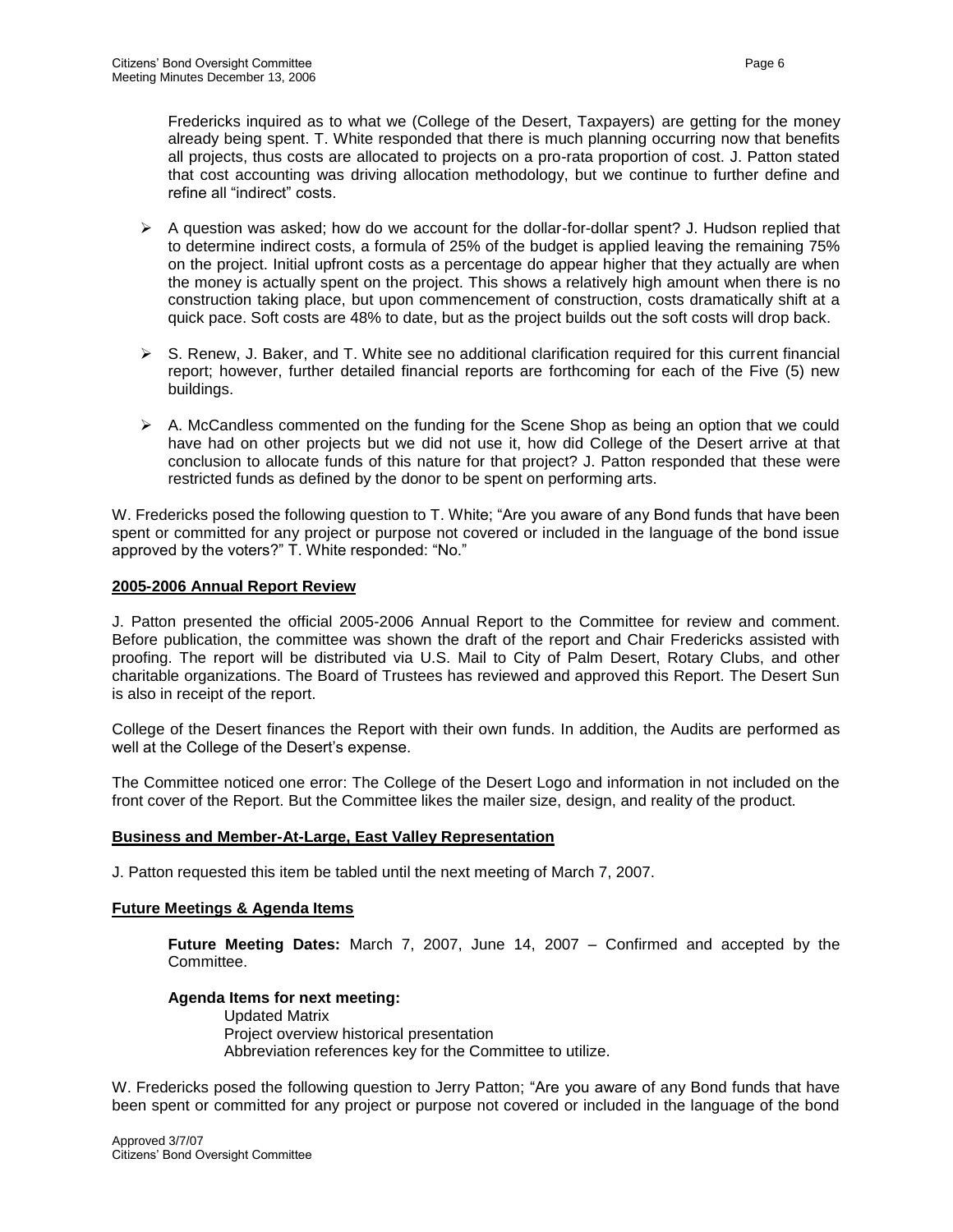Fredericks inquired as to what we (College of the Desert, Taxpayers) are getting for the money already being spent. T. White responded that there is much planning occurring now that benefits all projects, thus costs are allocated to projects on a pro-rata proportion of cost. J. Patton stated that cost accounting was driving allocation methodology, but we continue to further define and refine all "indirect" costs.

- A question was asked; how do we account for the dollar-for-dollar spent? J. Hudson replied that to determine indirect costs, a formula of 25% of the budget is applied leaving the remaining 75% on the project. Initial upfront costs as a percentage do appear higher that they actually are when the money is actually spent on the project. This shows a relatively high amount when there is no construction taking place, but upon commencement of construction, costs dramatically shift at a quick pace. Soft costs are 48% to date, but as the project builds out the soft costs will drop back.

- S. Renew, J. Baker, and T. White see no additional clarification required for this current financial report; however, further detailed financial reports are forthcoming for each of the Five (5) new buildings.

- A. McCandless commented on the funding for the Scene Shop as being an option that we could have had on other projects but we did not use it, how did College of the Desert arrive at that conclusion to allocate funds of this nature for that project? J. Patton responded that these were restricted funds as defined by the donor to be spent on performing arts.

W. Fredericks posed the following question to T. White; "Are you aware of any Bond funds that have been spent or committed for any project or purpose not covered or included in the language of the bond issue approved by the voters?" T. White responded: "No."

**2005-2006 Annual Report Review**

J. Patton presented the official 2005-2006 Annual Report to the Committee for review and comment. Before publication, the committee was shown the draft of the report and Chair Fredericks assisted with proofing. The report will be distributed via U.S. Mail to City of Palm Desert, Rotary Clubs, and other charitable organizations. The Board of Trustees has reviewed and approved this Report. The Desert Sun is also in receipt of the report.

College of the Desert finances the Report with their own funds. In addition, the Audits are performed as well at the College of the Desert's expense.

The Committee noticed one error: The College of the Desert Logo and information in not included on the front cover of the Report. But the Committee likes the mailer size, design, and reality of the product.

**Business and Member-At-Large, East Valley Representation**

J. Patton requested this item be tabled until the next meeting of March 7, 2007.

**Future Meetings & Agenda Items**

**Future Meeting Dates:** March 7, 2007, June 14, 2007 – Confirmed and accepted by the Committee.

**Agenda Items for next meeting:**

Updated Matrix
Project overview historical presentation
Abbreviation references key for the Committee to utilize.

W. Fredericks posed the following question to Jerry Patton; "Are you aware of any Bond funds that have been spent or committed for any project or purpose not covered or included in the language of the bond

Approved 3/7/07
Citizens' Bond Oversight Committee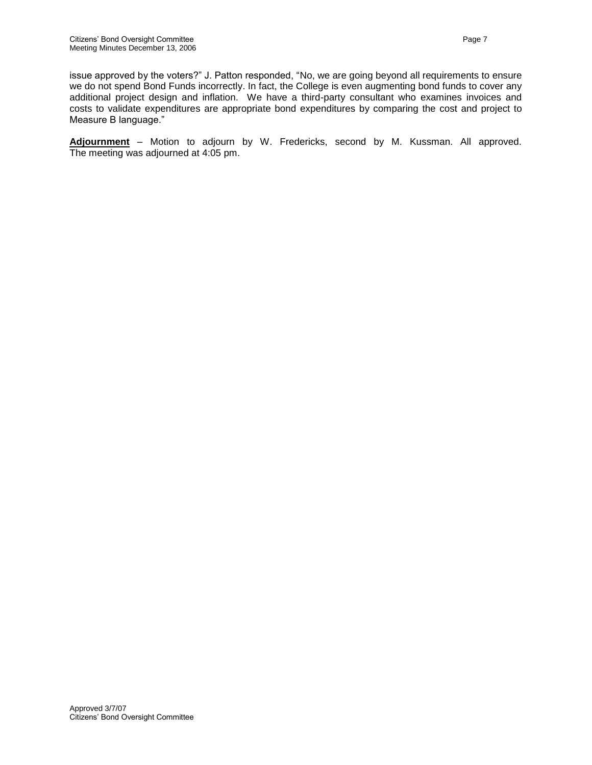issue approved by the voters?" J. Patton responded, "No, we are going beyond all requirements to ensure we do not spend Bond Funds incorrectly. In fact, the College is even augmenting bond funds to cover any additional project design and inflation. We have a third-party consultant who examines invoices and costs to validate expenditures are appropriate bond expenditures by comparing the cost and project to Measure B language."

**Adjournment** – Motion to adjourn by W. Fredericks, second by M. Kussman. All approved. The meeting was adjourned at 4:05 pm.

Approved 3/7/07
Citizens' Bond Oversight Committee